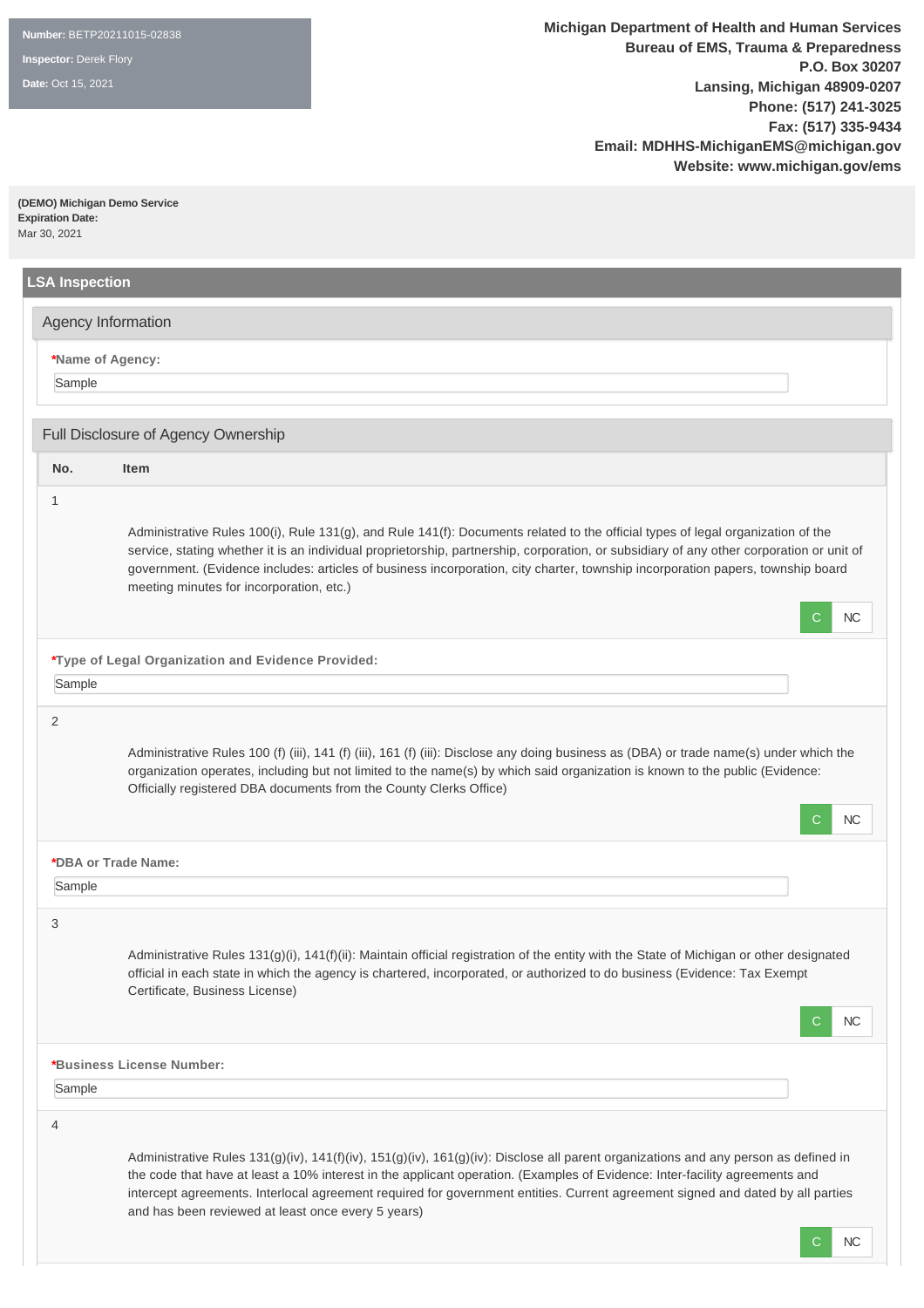**Number:** BETP20211015-02838

**Inspector:** Derek Flory

**Date:** Oct 15, 2021

**Michigan Department of Health and Human Services**
**Bureau of EMS, Trauma & Preparedness**
**P.O. Box 30207**
**Lansing, Michigan 48909-0207**
**Phone: (517) 241-3025**
**Fax: (517) 335-9434**
**Email: MDHHS-MichiganEMS@michigan.gov**
**Website: www.michigan.gov/ems**

**(DEMO) Michigan Demo Service**
**Expiration Date:**
Mar 30, 2021

## LSA Inspection

### Agency Information

**\*Name of Agency:**

Sample

### Full Disclosure of Agency Ownership

| No. | Item |
|---|---|
| 1 | Administrative Rules 100(i), Rule 131(g), and Rule 141(f): Documents related to the official types of legal organization of the service, stating whether it is an individual proprietorship, partnership, corporation, or subsidiary of any other corporation or unit of government. (Evidence includes: articles of business incorporation, city charter, township incorporation papers, township board meeting minutes for incorporation, etc.) |

C | NC

**\*Type of Legal Organization and Evidence Provided:**

Sample

| No. | Item |
|---|---|
| 2 | Administrative Rules 100 (f) (iii), 141 (f) (iii), 161 (f) (iii): Disclose any doing business as (DBA) or trade name(s) under which the organization operates, including but not limited to the name(s) by which said organization is known to the public (Evidence: Officially registered DBA documents from the County Clerks Office) |

C | NC

**\*DBA or Trade Name:**

Sample

| No. | Item |
|---|---|
| 3 | Administrative Rules 131(g)(i), 141(f)(ii): Maintain official registration of the entity with the State of Michigan or other designated official in each state in which the agency is chartered, incorporated, or authorized to do business (Evidence: Tax Exempt Certificate, Business License) |

C | NC

**\*Business License Number:**

Sample

| No. | Item |
|---|---|
| 4 | Administrative Rules 131(g)(iv), 141(f)(iv), 151(g)(iv), 161(g)(iv): Disclose all parent organizations and any person as defined in the code that have at least a 10% interest in the applicant operation. (Examples of Evidence: Inter-facility agreements and intercept agreements. Interlocal agreement required for government entities. Current agreement signed and dated by all parties and has been reviewed at least once every 5 years) |

C | NC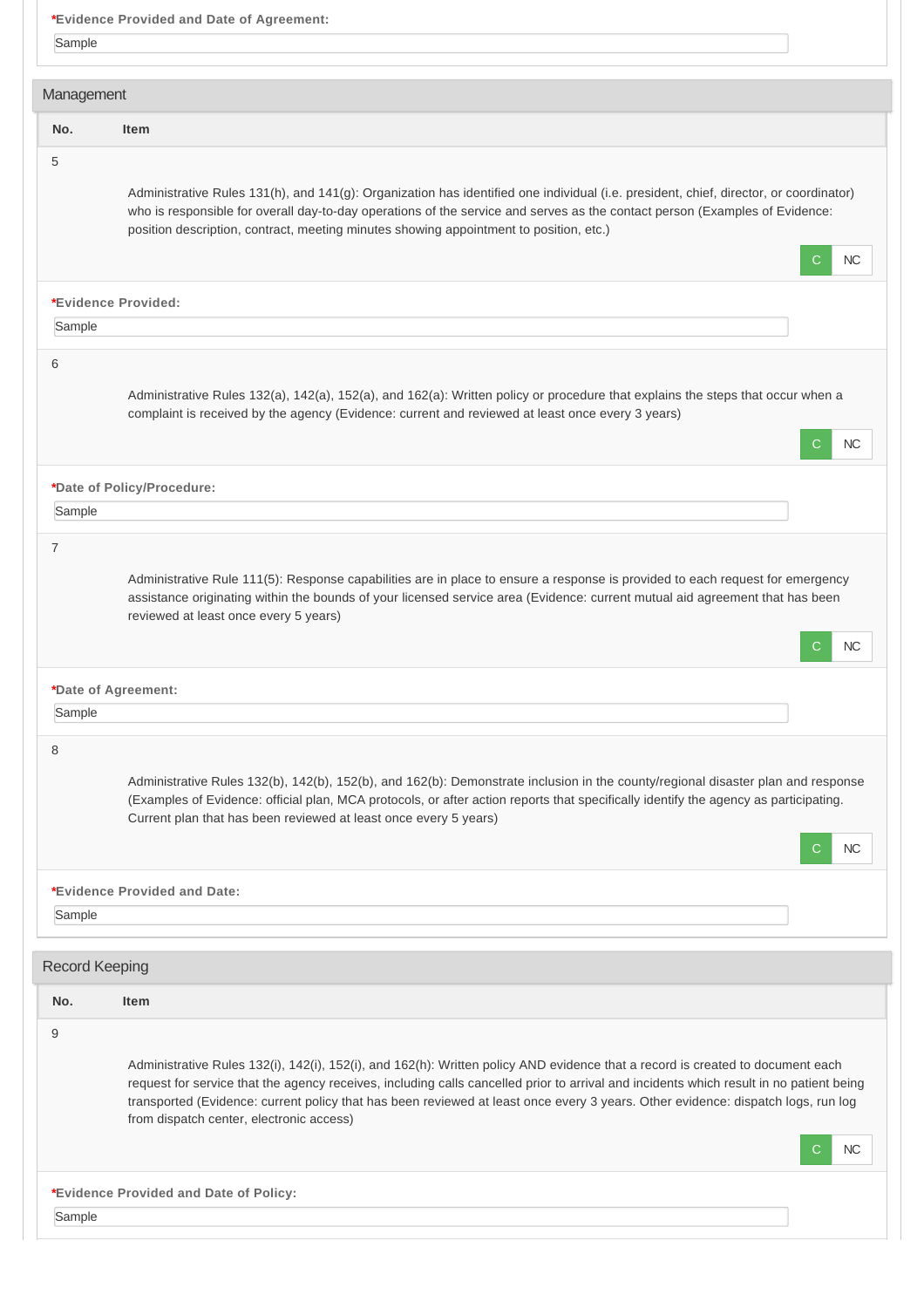***Evidence Provided and Date of Agreement:**

Sample

## Management

| No. | Item |
|---|---|
| 5 | Administrative Rules 131(h), and 141(g): Organization has identified one individual (i.e. president, chief, director, or coordinator) who is responsible for overall day-to-day operations of the service and serves as the contact person (Examples of Evidence: position description, contract, meeting minutes showing appointment to position, etc.) |

C NC

***Evidence Provided:**

Sample

| No. | Item |
|---|---|
| 6 | Administrative Rules 132(a), 142(a), 152(a), and 162(a): Written policy or procedure that explains the steps that occur when a complaint is received by the agency (Evidence: current and reviewed at least once every 3 years) |

C NC

***Date of Policy/Procedure:**

Sample

| No. | Item |
|---|---|
| 7 | Administrative Rule 111(5): Response capabilities are in place to ensure a response is provided to each request for emergency assistance originating within the bounds of your licensed service area (Evidence: current mutual aid agreement that has been reviewed at least once every 5 years) |

C NC

***Date of Agreement:**

Sample

| No. | Item |
|---|---|
| 8 | Administrative Rules 132(b), 142(b), 152(b), and 162(b): Demonstrate inclusion in the county/regional disaster plan and response (Examples of Evidence: official plan, MCA protocols, or after action reports that specifically identify the agency as participating. Current plan that has been reviewed at least once every 5 years) |

C NC

***Evidence Provided and Date:**

Sample

## Record Keeping

| No. | Item |
|---|---|
| 9 | Administrative Rules 132(i), 142(i), 152(i), and 162(h): Written policy AND evidence that a record is created to document each request for service that the agency receives, including calls cancelled prior to arrival and incidents which result in no patient being transported (Evidence: current policy that has been reviewed at least once every 3 years. Other evidence: dispatch logs, run log from dispatch center, electronic access) |

C NC

***Evidence Provided and Date of Policy:**

Sample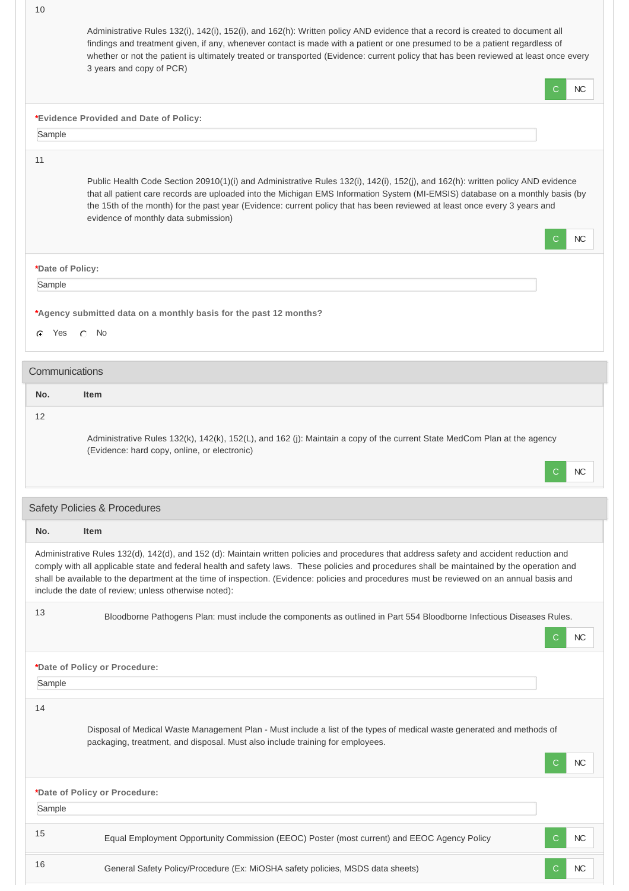10

Administrative Rules 132(i), 142(i), 152(i), and 162(h): Written policy AND evidence that a record is created to document all findings and treatment given, if any, whenever contact is made with a patient or one presumed to be a patient regardless of whether or not the patient is ultimately treated or transported (Evidence: current policy that has been reviewed at least once every 3 years and copy of PCR)

C | NC

**\*Evidence Provided and Date of Policy:**

Sample

11

Public Health Code Section 20910(1)(i) and Administrative Rules 132(i), 142(i), 152(j), and 162(h): written policy AND evidence that all patient care records are uploaded into the Michigan EMS Information System (MI-EMSIS) database on a monthly basis (by the 15th of the month) for the past year (Evidence: current policy that has been reviewed at least once every 3 years and evidence of monthly data submission)

C | NC

**\*Date of Policy:**

Sample

**\*Agency submitted data on a monthly basis for the past 12 months?**

(•) Yes ( ) No

## Communications

| No. | Item |
|---|---|
| 12 | Administrative Rules 132(k), 142(k), 152(L), and 162 (j): Maintain a copy of the current State MedCom Plan at the agency (Evidence: hard copy, online, or electronic) — C / NC |

## Safety Policies & Procedures

| No. | Item |
|---|---|

Administrative Rules 132(d), 142(d), and 152 (d): Maintain written policies and procedures that address safety and accident reduction and comply with all applicable state and federal health and safety laws. These policies and procedures shall be maintained by the operation and shall be available to the department at the time of inspection. (Evidence: policies and procedures must be reviewed on an annual basis and include the date of review; unless otherwise noted):

13

Bloodborne Pathogens Plan: must include the components as outlined in Part 554 Bloodborne Infectious Diseases Rules.

C | NC

**\*Date of Policy or Procedure:**

Sample

14

Disposal of Medical Waste Management Plan - Must include a list of the types of medical waste generated and methods of packaging, treatment, and disposal. Must also include training for employees.

C | NC

**\*Date of Policy or Procedure:**

Sample

| No. | Item | |
|---|---|---|
| 15 | Equal Employment Opportunity Commission (EEOC) Poster (most current) and EEOC Agency Policy | C / NC |
| 16 | General Safety Policy/Procedure (Ex: MiOSHA safety policies, MSDS data sheets) | C / NC |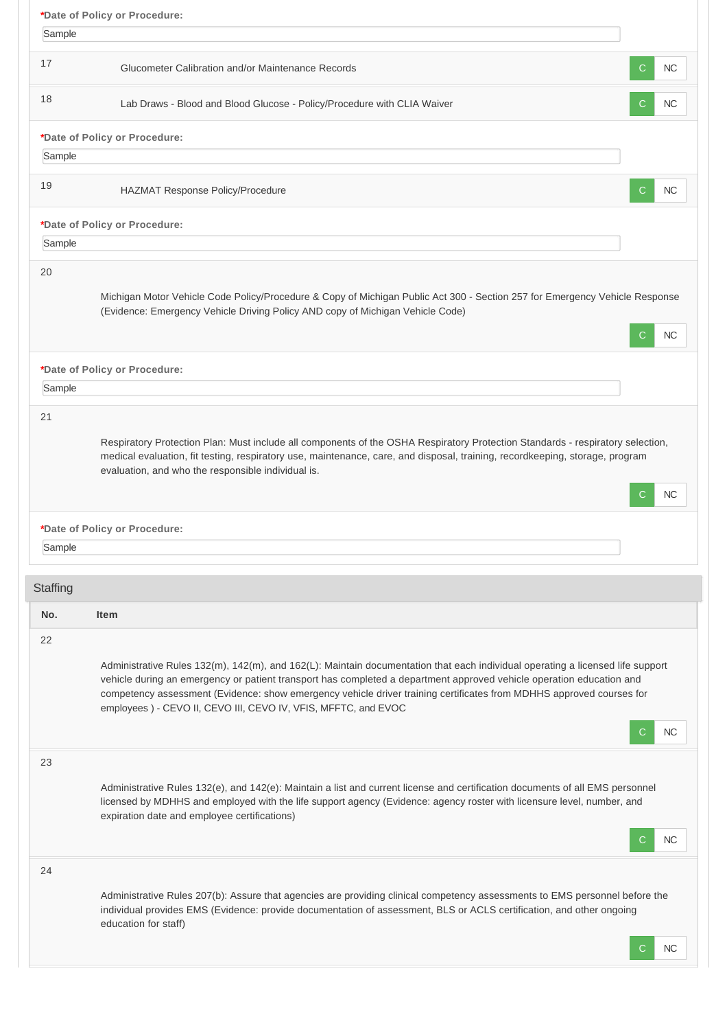***Date of Policy or Procedure:**

Sample

| No. | Item | |
|---|---|---|
| 17 | Glucometer Calibration and/or Maintenance Records | C NC |
| 18 | Lab Draws - Blood and Blood Glucose - Policy/Procedure with CLIA Waiver | C NC |

***Date of Policy or Procedure:**

Sample

| No. | Item | |
|---|---|---|
| 19 | HAZMAT Response Policy/Procedure | C NC |

***Date of Policy or Procedure:**

Sample

| No. | Item | |
|---|---|---|
| 20 | Michigan Motor Vehicle Code Policy/Procedure & Copy of Michigan Public Act 300 - Section 257 for Emergency Vehicle Response (Evidence: Emergency Vehicle Driving Policy AND copy of Michigan Vehicle Code) | C NC |

***Date of Policy or Procedure:**

Sample

| No. | Item | |
|---|---|---|
| 21 | Respiratory Protection Plan: Must include all components of the OSHA Respiratory Protection Standards - respiratory selection, medical evaluation, fit testing, respiratory use, maintenance, care, and disposal, training, recordkeeping, storage, program evaluation, and who the responsible individual is. | C NC |

***Date of Policy or Procedure:**

Sample

## Staffing

| No. | Item | |
|---|---|---|
| 22 | Administrative Rules 132(m), 142(m), and 162(L): Maintain documentation that each individual operating a licensed life support vehicle during an emergency or patient transport has completed a department approved vehicle operation education and competency assessment (Evidence: show emergency vehicle driver training certificates from MDHHS approved courses for employees ) - CEVO II, CEVO III, CEVO IV, VFIS, MFFTC, and EVOC | C NC |
| 23 | Administrative Rules 132(e), and 142(e): Maintain a list and current license and certification documents of all EMS personnel licensed by MDHHS and employed with the life support agency (Evidence: agency roster with licensure level, number, and expiration date and employee certifications) | C NC |
| 24 | Administrative Rules 207(b): Assure that agencies are providing clinical competency assessments to EMS personnel before the individual provides EMS (Evidence: provide documentation of assessment, BLS or ACLS certification, and other ongoing education for staff) | C NC |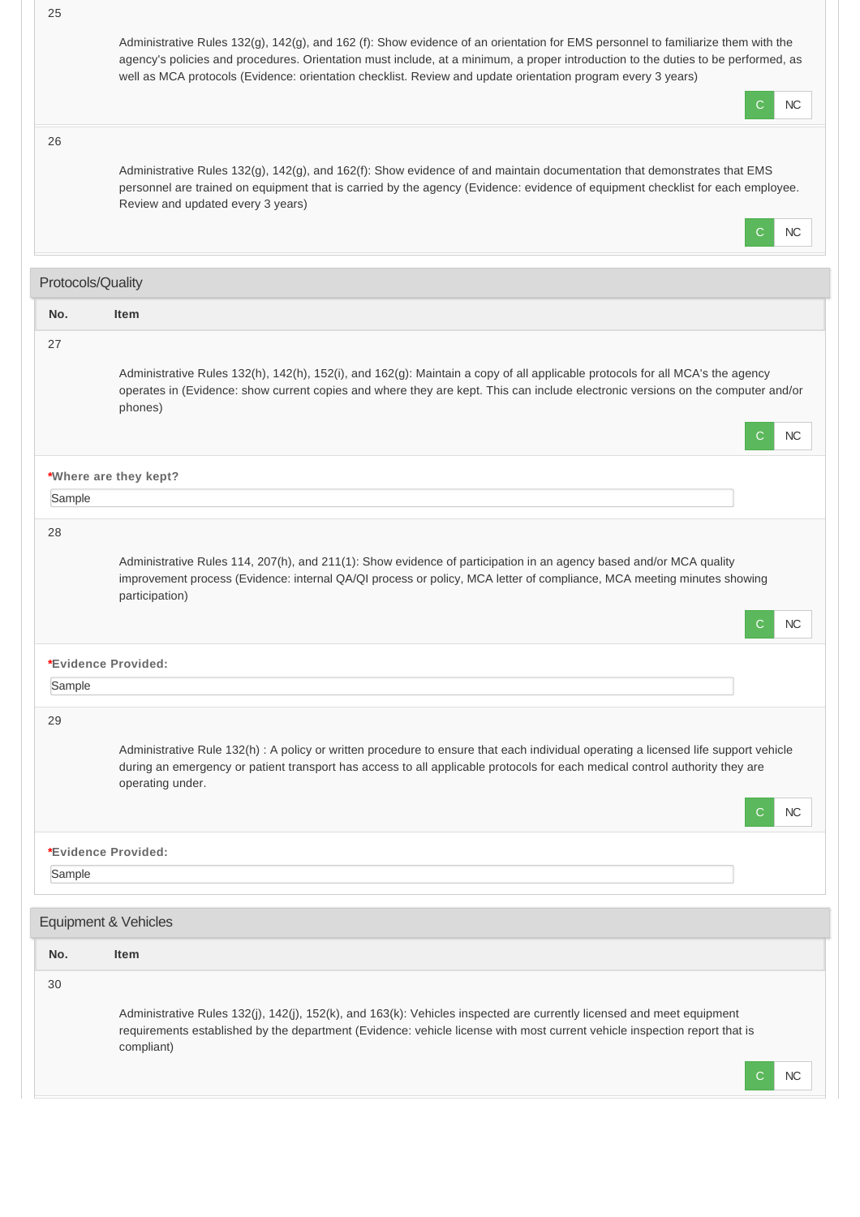| No. | Item |
|---|---|
| 25 | Administrative Rules 132(g), 142(g), and 162 (f): Show evidence of an orientation for EMS personnel to familiarize them with the agency's policies and procedures. Orientation must include, at a minimum, a proper introduction to the duties to be performed, as well as MCA protocols (Evidence: orientation checklist. Review and update orientation program every 3 years)<br>C NC |
| 26 | Administrative Rules 132(g), 142(g), and 162(f): Show evidence of and maintain documentation that demonstrates that EMS personnel are trained on equipment that is carried by the agency (Evidence: evidence of equipment checklist for each employee. Review and updated every 3 years)<br>C NC |

## Protocols/Quality

| No. | Item |
|---|---|
| 27 | Administrative Rules 132(h), 142(h), 152(i), and 162(g): Maintain a copy of all applicable protocols for all MCA's the agency operates in (Evidence: show current copies and where they are kept. This can include electronic versions on the computer and/or phones)<br>C NC |

***Where are they kept?**

Sample

| No. | Item |
|---|---|
| 28 | Administrative Rules 114, 207(h), and 211(1): Show evidence of participation in an agency based and/or MCA quality improvement process (Evidence: internal QA/QI process or policy, MCA letter of compliance, MCA meeting minutes showing participation)<br>C NC |

***Evidence Provided:**

Sample

| No. | Item |
|---|---|
| 29 | Administrative Rule 132(h) : A policy or written procedure to ensure that each individual operating a licensed life support vehicle during an emergency or patient transport has access to all applicable protocols for each medical control authority they are operating under.<br>C NC |

***Evidence Provided:**

Sample

## Equipment & Vehicles

| No. | Item |
|---|---|
| 30 | Administrative Rules 132(j), 142(j), 152(k), and 163(k): Vehicles inspected are currently licensed and meet equipment requirements established by the department (Evidence: vehicle license with most current vehicle inspection report that is compliant)<br>C NC |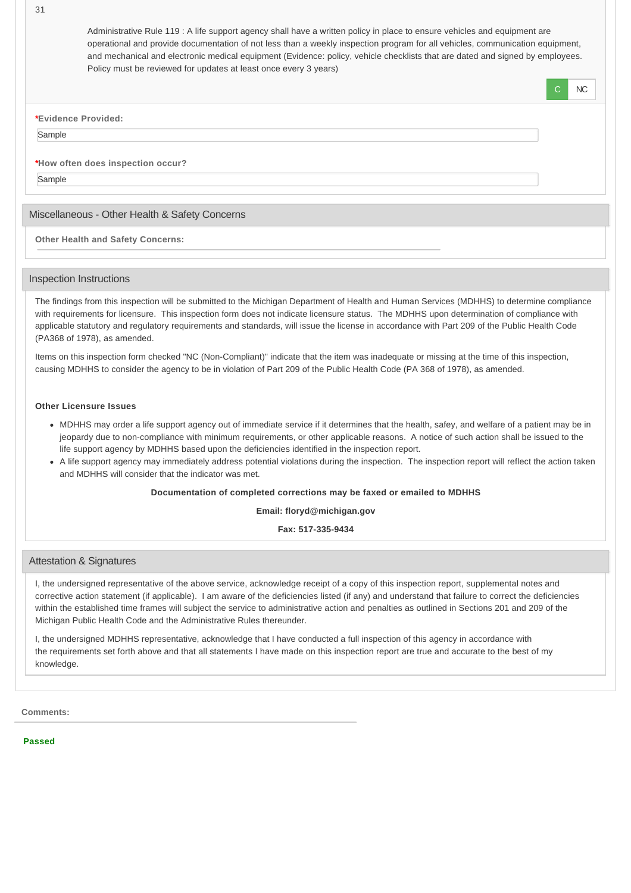31

Administrative Rule 119 : A life support agency shall have a written policy in place to ensure vehicles and equipment are operational and provide documentation of not less than a weekly inspection program for all vehicles, communication equipment, and mechanical and electronic medical equipment (Evidence: policy, vehicle checklists that are dated and signed by employees. Policy must be reviewed for updates at least once every 3 years)

C NC

***Evidence Provided:**

Sample

***How often does inspection occur?**

Sample

## Miscellaneous - Other Health & Safety Concerns

**Other Health and Safety Concerns:**

## Inspection Instructions

The findings from this inspection will be submitted to the Michigan Department of Health and Human Services (MDHHS) to determine compliance with requirements for licensure. This inspection form does not indicate licensure status. The MDHHS upon determination of compliance with applicable statutory and regulatory requirements and standards, will issue the license in accordance with Part 209 of the Public Health Code (PA368 of 1978), as amended.

Items on this inspection form checked "NC (Non-Compliant)" indicate that the item was inadequate or missing at the time of this inspection, causing MDHHS to consider the agency to be in violation of Part 209 of the Public Health Code (PA 368 of 1978), as amended.

**Other Licensure Issues**

- MDHHS may order a life support agency out of immediate service if it determines that the health, safey, and welfare of a patient may be in jeopardy due to non-compliance with minimum requirements, or other applicable reasons. A notice of such action shall be issued to the life support agency by MDHHS based upon the deficiencies identified in the inspection report.
- A life support agency may immediately address potential violations during the inspection. The inspection report will reflect the action taken and MDHHS will consider that the indicator was met.

**Documentation of completed corrections may be faxed or emailed to MDHHS**

**Email: floryd@michigan.gov**

**Fax: 517-335-9434**

## Attestation & Signatures

I, the undersigned representative of the above service, acknowledge receipt of a copy of this inspection report, supplemental notes and corrective action statement (if applicable). I am aware of the deficiencies listed (if any) and understand that failure to correct the deficiencies within the established time frames will subject the service to administrative action and penalties as outlined in Sections 201 and 209 of the Michigan Public Health Code and the Administrative Rules thereunder.

I, the undersigned MDHHS representative, acknowledge that I have conducted a full inspection of this agency in accordance with the requirements set forth above and that all statements I have made on this inspection report are true and accurate to the best of my knowledge.

**Comments:**

**Passed**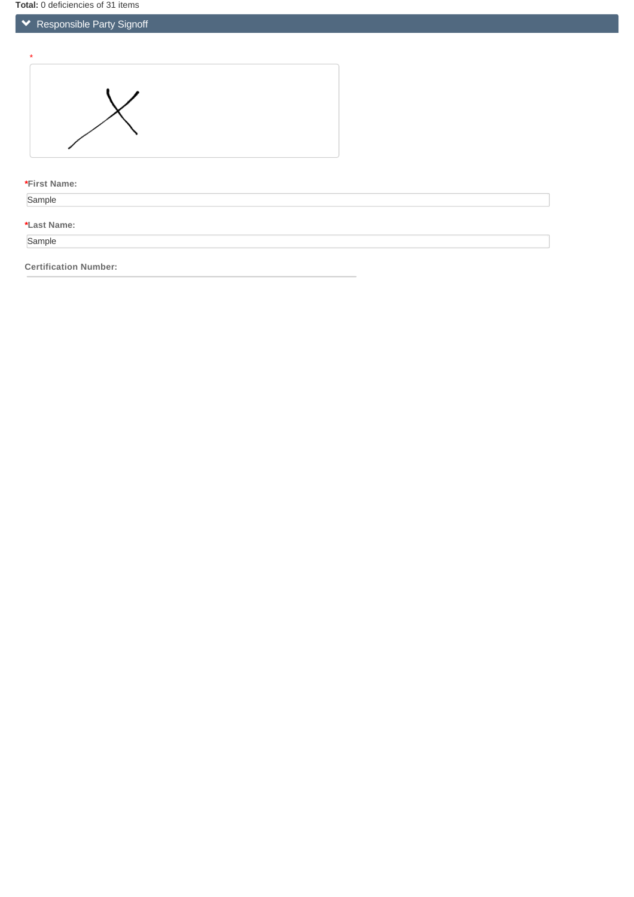**Total:** 0 deficiencies of 31 items

## Responsible Party Signoff

*

**\*First Name:**

Sample

**\*Last Name:**

Sample

**Certification Number:**